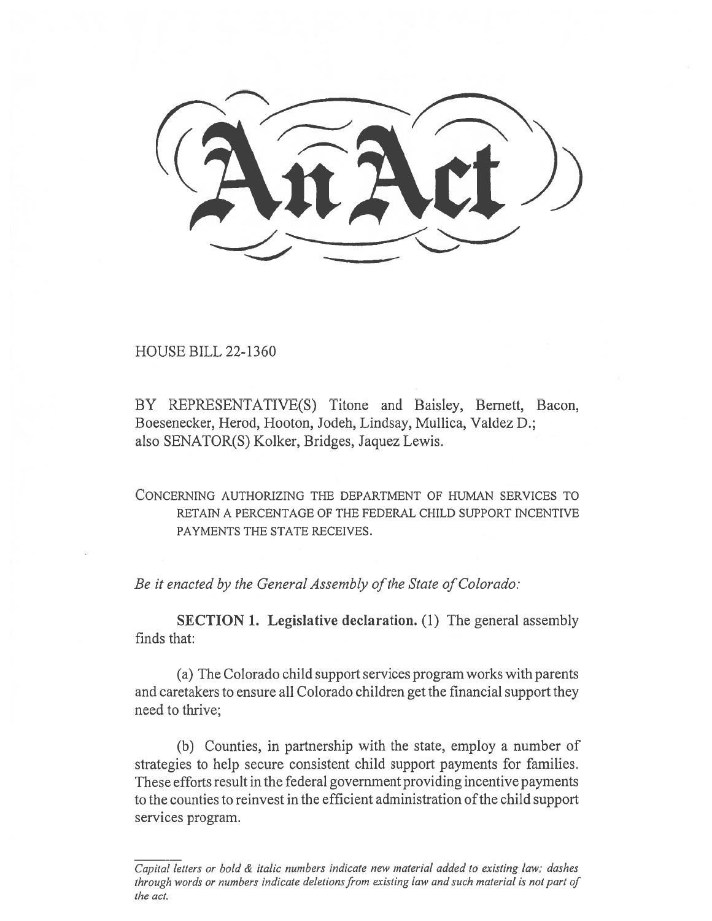# An Act

HOUSE BILL 22-1360

BY REPRESENTATIVE(S) Titone and Baisley, Bernett, Bacon, Boesenecker, Herod, Hooton, Jodeh, Lindsay, Mullica, Valdez D.; also SENATOR(S) Kolker, Bridges, Jaquez Lewis.

CONCERNING AUTHORIZING THE DEPARTMENT OF HUMAN SERVICES TO RETAIN A PERCENTAGE OF THE FEDERAL CHILD SUPPORT INCENTIVE PAYMENTS THE STATE RECEIVES.

*Be it enacted by the General Assembly of the State of Colorado:*

**SECTION 1. Legislative declaration.** (1) The general assembly finds that:

(a) The Colorado child support services program works with parents and caretakers to ensure all Colorado children get the financial support they need to thrive;

(b) Counties, in partnership with the state, employ a number of strategies to help secure consistent child support payments for families. These efforts result in the federal government providing incentive payments to the counties to reinvest in the efficient administration of the child support services program.

*Capital letters or bold & italic numbers indicate new material added to existing law; dashes through words or numbers indicate deletions from existing law and such material is not part of the act.*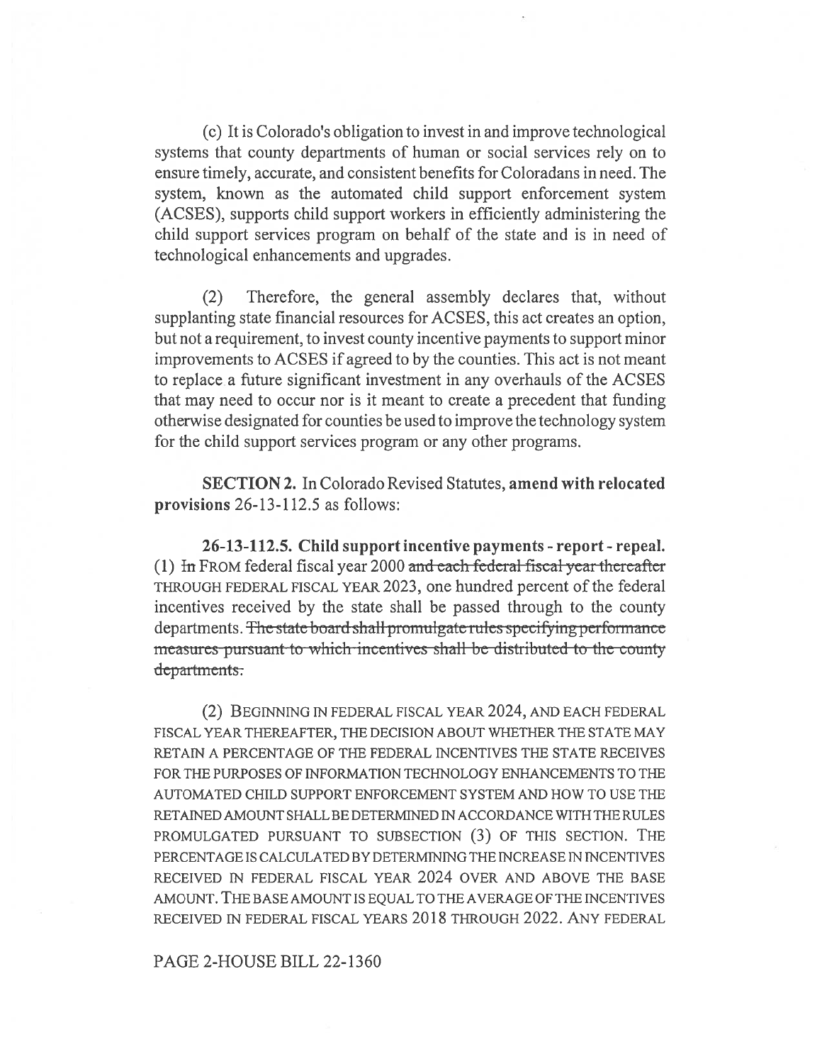(c) It is Colorado's obligation to invest in and improve technological systems that county departments of human or social services rely on to ensure timely, accurate, and consistent benefits for Coloradans in need. The system, known as the automated child support enforcement system (ACSES), supports child support workers in efficiently administering the child support services program on behalf of the state and is in need of technological enhancements and upgrades.

(2) Therefore, the general assembly declares that, without supplanting state financial resources for ACSES, this act creates an option, but not a requirement, to invest county incentive payments to support minor improvements to ACSES if agreed to by the counties. This act is not meant to replace a future significant investment in any overhauls of the ACSES that may need to occur nor is it meant to create a precedent that funding otherwise designated for counties be used to improve the technology system for the child support services program or any other programs.

**SECTION 2.** In Colorado Revised Statutes, **amend with relocated provisions** 26-13-112.5 as follows:

**26-13-112.5. Child support incentive payments - report - repeal.** (1) ~~In~~ FROM federal fiscal year 2000 ~~and each federal fiscal year thereafter~~ THROUGH FEDERAL FISCAL YEAR 2023, one hundred percent of the federal incentives received by the state shall be passed through to the county departments. ~~The state board shall promulgate rules specifying performance measures pursuant to which incentives shall be distributed to the county departments.~~

(2) BEGINNING IN FEDERAL FISCAL YEAR 2024, AND EACH FEDERAL FISCAL YEAR THEREAFTER, THE DECISION ABOUT WHETHER THE STATE MAY RETAIN A PERCENTAGE OF THE FEDERAL INCENTIVES THE STATE RECEIVES FOR THE PURPOSES OF INFORMATION TECHNOLOGY ENHANCEMENTS TO THE AUTOMATED CHILD SUPPORT ENFORCEMENT SYSTEM AND HOW TO USE THE RETAINED AMOUNT SHALL BE DETERMINED IN ACCORDANCE WITH THE RULES PROMULGATED PURSUANT TO SUBSECTION (3) OF THIS SECTION. THE PERCENTAGE IS CALCULATED BY DETERMINING THE INCREASE IN INCENTIVES RECEIVED IN FEDERAL FISCAL YEAR 2024 OVER AND ABOVE THE BASE AMOUNT. THE BASE AMOUNT IS EQUAL TO THE AVERAGE OF THE INCENTIVES RECEIVED IN FEDERAL FISCAL YEARS 2018 THROUGH 2022. ANY FEDERAL

PAGE 2-HOUSE BILL 22-1360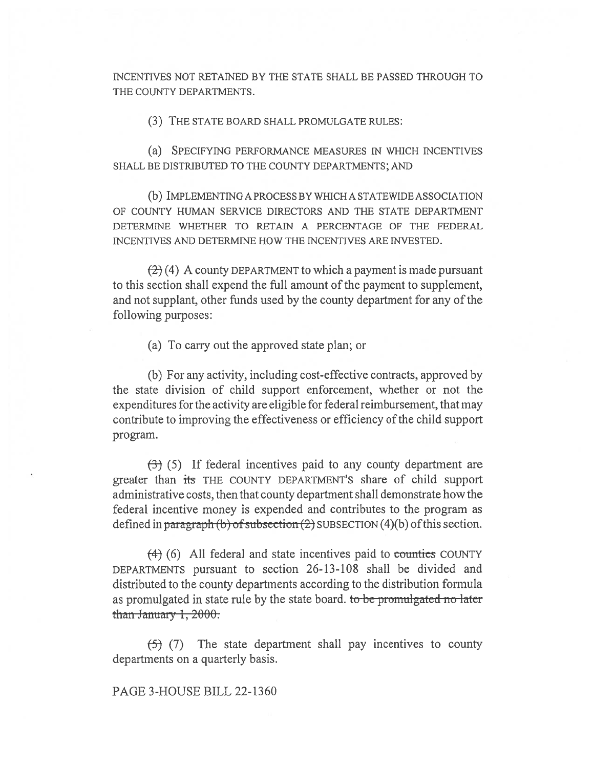INCENTIVES NOT RETAINED BY THE STATE SHALL BE PASSED THROUGH TO THE COUNTY DEPARTMENTS.

(3) THE STATE BOARD SHALL PROMULGATE RULES:

(a) SPECIFYING PERFORMANCE MEASURES IN WHICH INCENTIVES SHALL BE DISTRIBUTED TO THE COUNTY DEPARTMENTS; AND

(b) IMPLEMENTING A PROCESS BY WHICH A STATEWIDE ASSOCIATION OF COUNTY HUMAN SERVICE DIRECTORS AND THE STATE DEPARTMENT DETERMINE WHETHER TO RETAIN A PERCENTAGE OF THE FEDERAL INCENTIVES AND DETERMINE HOW THE INCENTIVES ARE INVESTED.

~~(2)~~ (4) A county DEPARTMENT to which a payment is made pursuant to this section shall expend the full amount of the payment to supplement, and not supplant, other funds used by the county department for any of the following purposes:

(a) To carry out the approved state plan; or

(b) For any activity, including cost-effective contracts, approved by the state division of child support enforcement, whether or not the expenditures for the activity are eligible for federal reimbursement, that may contribute to improving the effectiveness or efficiency of the child support program.

~~(3)~~ (5) If federal incentives paid to any county department are greater than ~~its~~ THE COUNTY DEPARTMENT'S share of child support administrative costs, then that county department shall demonstrate how the federal incentive money is expended and contributes to the program as defined in ~~paragraph (b) of subsection (2)~~ SUBSECTION (4)(b) of this section.

~~(4)~~ (6) All federal and state incentives paid to ~~counties~~ COUNTY DEPARTMENTS pursuant to section 26-13-108 shall be divided and distributed to the county departments according to the distribution formula as promulgated in state rule by the state board. ~~to be promulgated no later than January 1, 2000.~~

~~(5)~~ (7) The state department shall pay incentives to county departments on a quarterly basis.

PAGE 3-HOUSE BILL 22-1360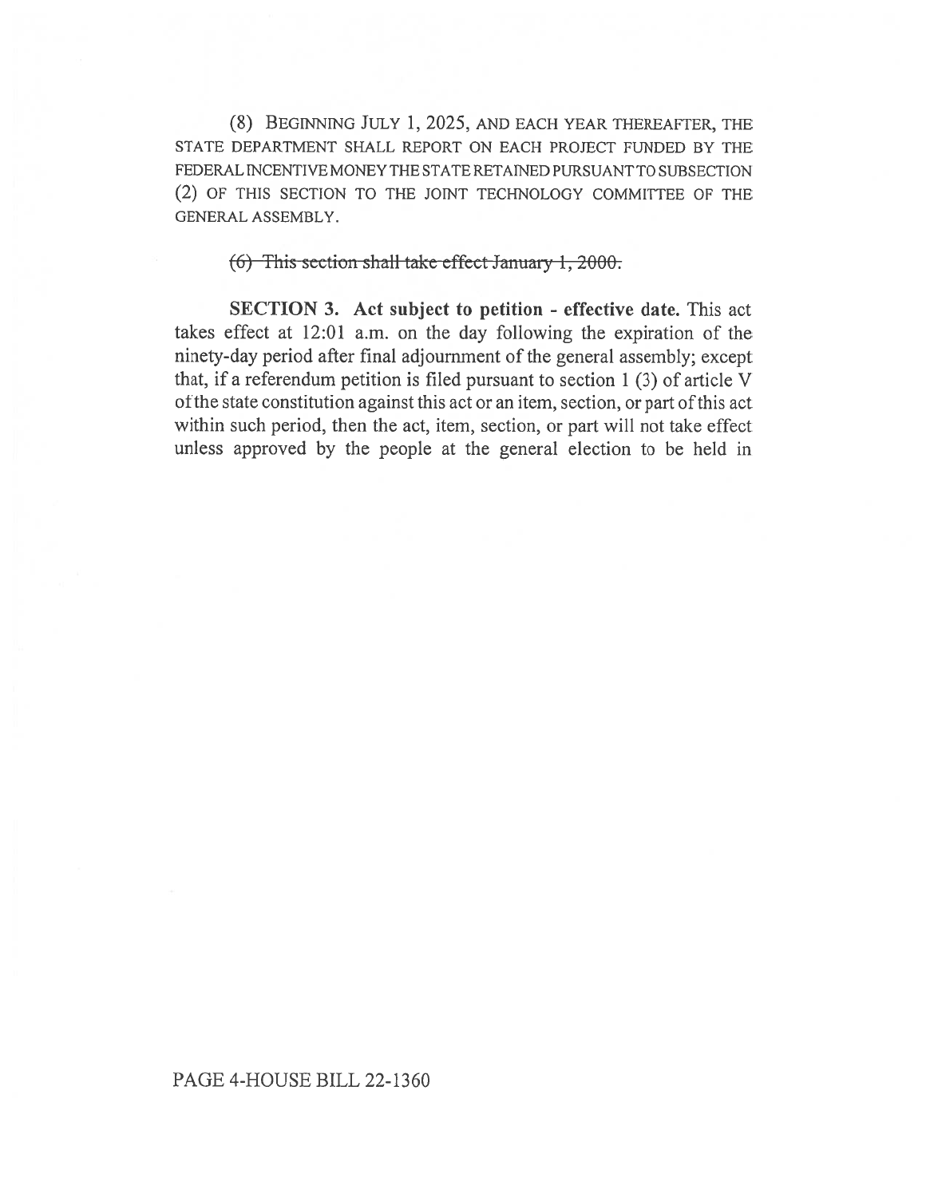(8) BEGINNING JULY 1, 2025, AND EACH YEAR THEREAFTER, THE STATE DEPARTMENT SHALL REPORT ON EACH PROJECT FUNDED BY THE FEDERAL INCENTIVE MONEY THE STATE RETAINED PURSUANT TO SUBSECTION (2) OF THIS SECTION TO THE JOINT TECHNOLOGY COMMITTEE OF THE GENERAL ASSEMBLY.

~~(6) This section shall take effect January 1, 2000.~~

**SECTION 3. Act subject to petition - effective date.** This act takes effect at 12:01 a.m. on the day following the expiration of the ninety-day period after final adjournment of the general assembly; except that, if a referendum petition is filed pursuant to section 1 (3) of article V of the state constitution against this act or an item, section, or part of this act within such period, then the act, item, section, or part will not take effect unless approved by the people at the general election to be held in

PAGE 4-HOUSE BILL 22-1360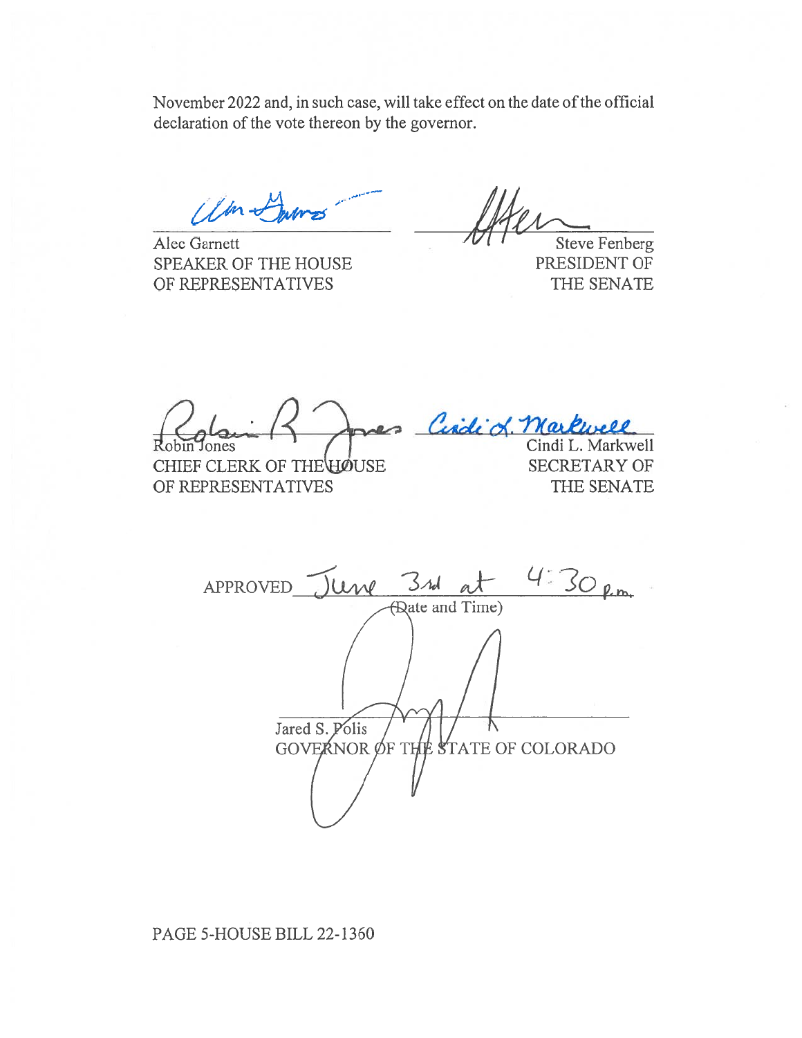November 2022 and, in such case, will take effect on the date of the official declaration of the vote thereon by the governor.

Alec Garnett
SPEAKER OF THE HOUSE
OF REPRESENTATIVES

Steve Fenberg
PRESIDENT OF
THE SENATE

Robin Jones
CHIEF CLERK OF THE HOUSE
OF REPRESENTATIVES

Cindi L. Markwell
SECRETARY OF
THE SENATE

APPROVED June 3rd at 4:30 p.m.
(Date and Time)

Jared S. Polis
GOVERNOR OF THE STATE OF COLORADO

PAGE 5-HOUSE BILL 22-1360